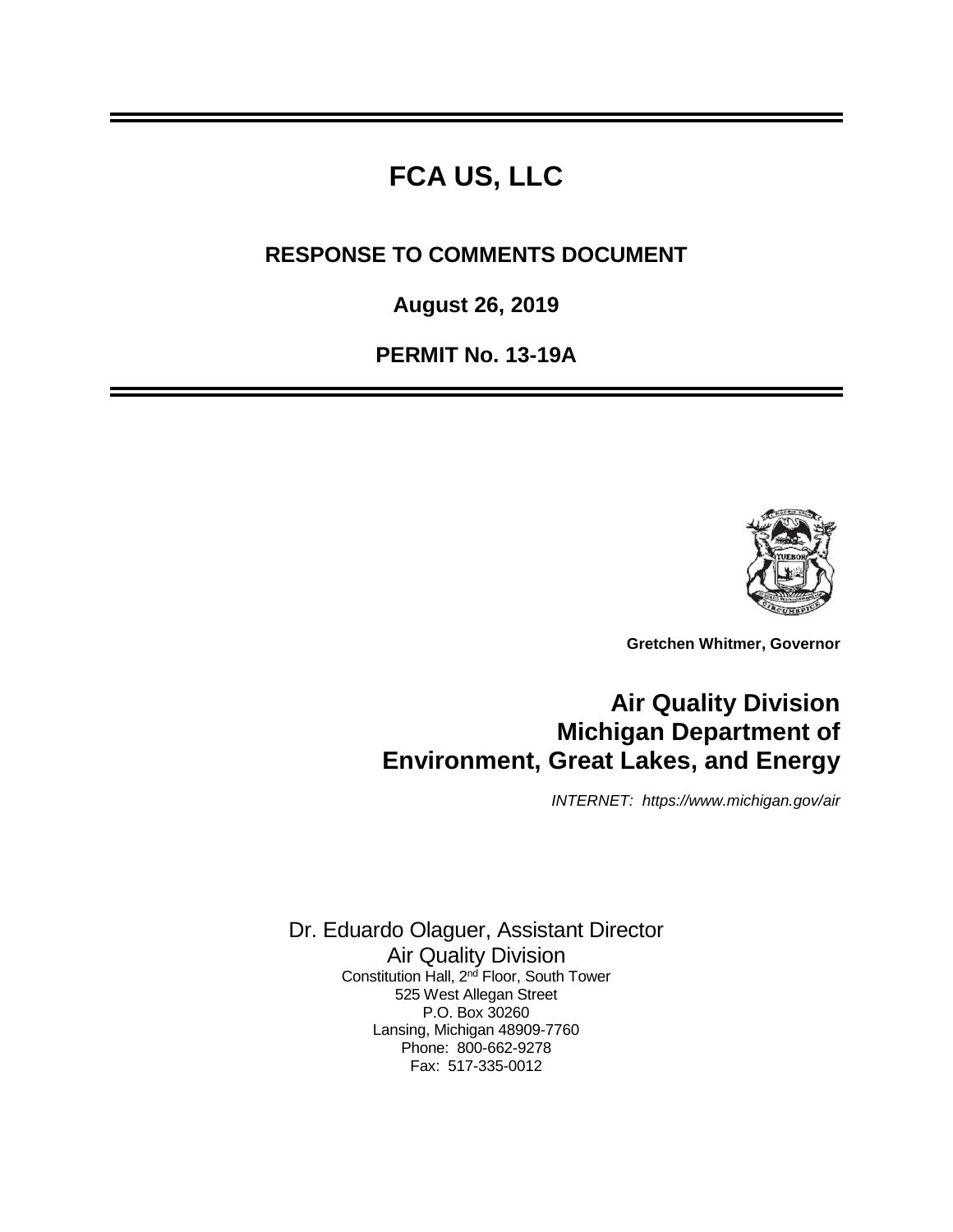# FCA US, LLC

## RESPONSE TO COMMENTS DOCUMENT

**August 26, 2019**

**PERMIT No. 13-19A**

**Gretchen Whitmer, Governor**

## Air Quality Division
## Michigan Department of
## Environment, Great Lakes, and Energy

*INTERNET: https://www.michigan.gov/air*

Dr. Eduardo Olaguer, Assistant Director
Air Quality Division
Constitution Hall, 2nd Floor, South Tower
525 West Allegan Street
P.O. Box 30260
Lansing, Michigan 48909-7760
Phone: 800-662-9278
Fax: 517-335-0012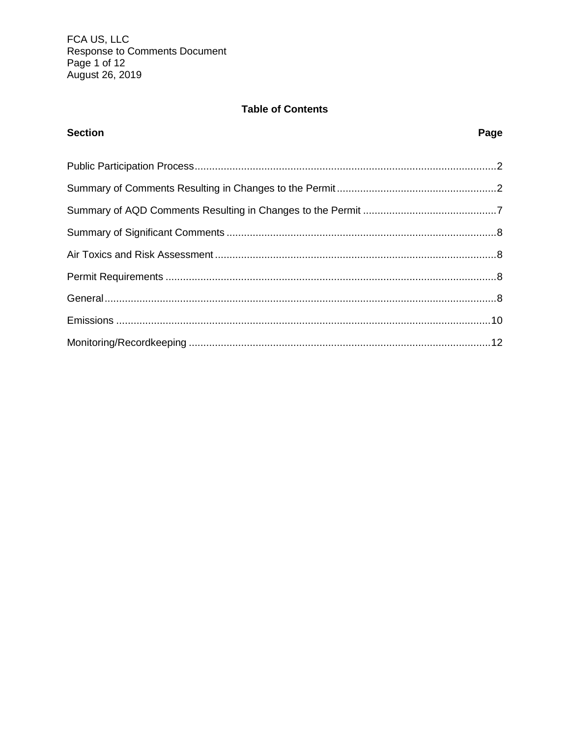## Table of Contents

| Section | Page |
| --- | --- |
| Public Participation Process | 2 |
| Summary of Comments Resulting in Changes to the Permit | 2 |
| Summary of AQD Comments Resulting in Changes to the Permit | 7 |
| Summary of Significant Comments | 8 |
| Air Toxics and Risk Assessment | 8 |
| Permit Requirements | 8 |
| General | 8 |
| Emissions | 10 |
| Monitoring/Recordkeeping | 12 |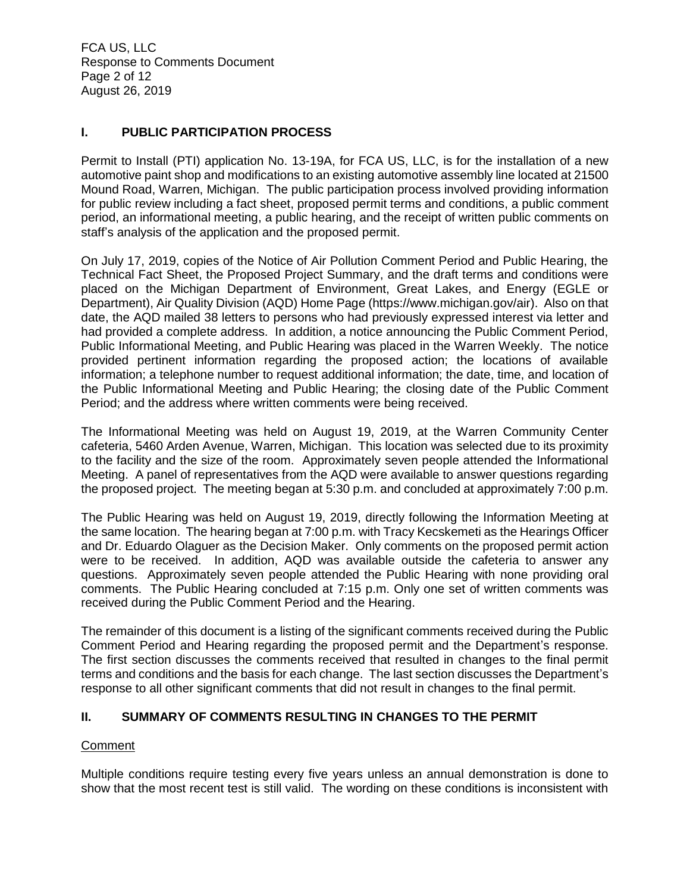## I. PUBLIC PARTICIPATION PROCESS

Permit to Install (PTI) application No. 13-19A, for FCA US, LLC, is for the installation of a new automotive paint shop and modifications to an existing automotive assembly line located at 21500 Mound Road, Warren, Michigan. The public participation process involved providing information for public review including a fact sheet, proposed permit terms and conditions, a public comment period, an informational meeting, a public hearing, and the receipt of written public comments on staff's analysis of the application and the proposed permit.

On July 17, 2019, copies of the Notice of Air Pollution Comment Period and Public Hearing, the Technical Fact Sheet, the Proposed Project Summary, and the draft terms and conditions were placed on the Michigan Department of Environment, Great Lakes, and Energy (EGLE or Department), Air Quality Division (AQD) Home Page (https://www.michigan.gov/air). Also on that date, the AQD mailed 38 letters to persons who had previously expressed interest via letter and had provided a complete address. In addition, a notice announcing the Public Comment Period, Public Informational Meeting, and Public Hearing was placed in the Warren Weekly. The notice provided pertinent information regarding the proposed action; the locations of available information; a telephone number to request additional information; the date, time, and location of the Public Informational Meeting and Public Hearing; the closing date of the Public Comment Period; and the address where written comments were being received.

The Informational Meeting was held on August 19, 2019, at the Warren Community Center cafeteria, 5460 Arden Avenue, Warren, Michigan. This location was selected due to its proximity to the facility and the size of the room. Approximately seven people attended the Informational Meeting. A panel of representatives from the AQD were available to answer questions regarding the proposed project. The meeting began at 5:30 p.m. and concluded at approximately 7:00 p.m.

The Public Hearing was held on August 19, 2019, directly following the Information Meeting at the same location. The hearing began at 7:00 p.m. with Tracy Kecskemeti as the Hearings Officer and Dr. Eduardo Olaguer as the Decision Maker. Only comments on the proposed permit action were to be received. In addition, AQD was available outside the cafeteria to answer any questions. Approximately seven people attended the Public Hearing with none providing oral comments. The Public Hearing concluded at 7:15 p.m. Only one set of written comments was received during the Public Comment Period and the Hearing.

The remainder of this document is a listing of the significant comments received during the Public Comment Period and Hearing regarding the proposed permit and the Department's response. The first section discusses the comments received that resulted in changes to the final permit terms and conditions and the basis for each change. The last section discusses the Department's response to all other significant comments that did not result in changes to the final permit.

## II. SUMMARY OF COMMENTS RESULTING IN CHANGES TO THE PERMIT

Comment

Multiple conditions require testing every five years unless an annual demonstration is done to show that the most recent test is still valid. The wording on these conditions is inconsistent with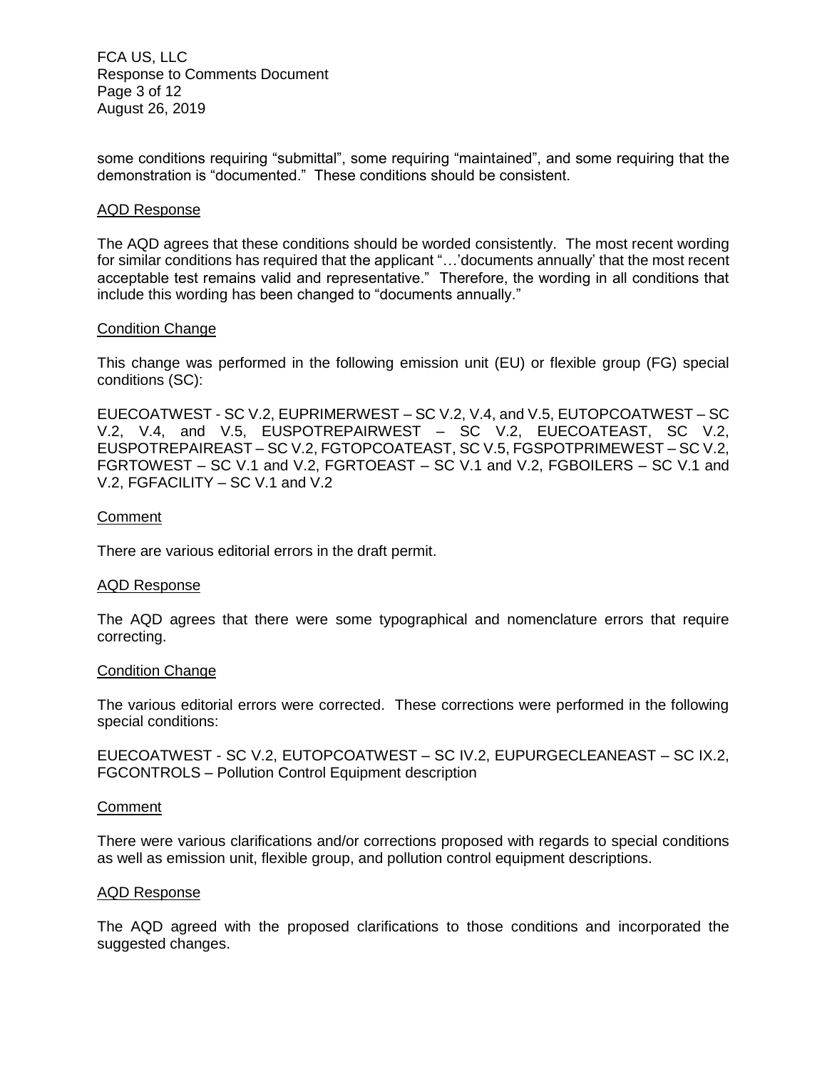some conditions requiring “submittal”, some requiring “maintained”, and some requiring that the demonstration is “documented.” These conditions should be consistent.

AQD Response

The AQD agrees that these conditions should be worded consistently. The most recent wording for similar conditions has required that the applicant “…’documents annually’ that the most recent acceptable test remains valid and representative.” Therefore, the wording in all conditions that include this wording has been changed to “documents annually.”

Condition Change

This change was performed in the following emission unit (EU) or flexible group (FG) special conditions (SC):

EUECOATWEST - SC V.2, EUPRIMERWEST – SC V.2, V.4, and V.5, EUTOPCOATWEST – SC V.2, V.4, and V.5, EUSPOTREPAIRWEST – SC V.2, EUECOATEAST, SC V.2, EUSPOTREPAIREAST – SC V.2, FGTOPCOATEAST, SC V.5, FGSPOTPRIMEWEST – SC V.2, FGRTOWEST – SC V.1 and V.2, FGRTOEAST – SC V.1 and V.2, FGBOILERS – SC V.1 and V.2, FGFACILITY – SC V.1 and V.2

Comment

There are various editorial errors in the draft permit.

AQD Response

The AQD agrees that there were some typographical and nomenclature errors that require correcting.

Condition Change

The various editorial errors were corrected. These corrections were performed in the following special conditions:

EUECOATWEST - SC V.2, EUTOPCOATWEST – SC IV.2, EUPURGECLEANEAST – SC IX.2, FGCONTROLS – Pollution Control Equipment description

Comment

There were various clarifications and/or corrections proposed with regards to special conditions as well as emission unit, flexible group, and pollution control equipment descriptions.

AQD Response

The AQD agreed with the proposed clarifications to those conditions and incorporated the suggested changes.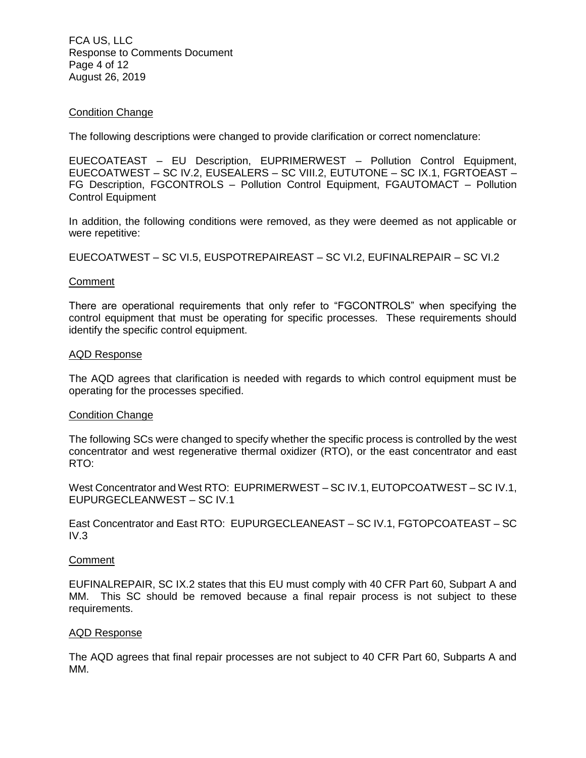<u>Condition Change</u>

The following descriptions were changed to provide clarification or correct nomenclature:

EUECOATEAST – EU Description, EUPRIMERWEST – Pollution Control Equipment, EUECOATWEST – SC IV.2, EUSEALERS – SC VIII.2, EUTUTONE – SC IX.1, FGRTOEAST – FG Description, FGCONTROLS – Pollution Control Equipment, FGAUTOMACT – Pollution Control Equipment

In addition, the following conditions were removed, as they were deemed as not applicable or were repetitive:

EUECOATWEST – SC VI.5, EUSPOTREPAIREAST – SC VI.2, EUFINALREPAIR – SC VI.2

<u>Comment</u>

There are operational requirements that only refer to "FGCONTROLS" when specifying the control equipment that must be operating for specific processes. These requirements should identify the specific control equipment.

<u>AQD Response</u>

The AQD agrees that clarification is needed with regards to which control equipment must be operating for the processes specified.

<u>Condition Change</u>

The following SCs were changed to specify whether the specific process is controlled by the west concentrator and west regenerative thermal oxidizer (RTO), or the east concentrator and east RTO:

West Concentrator and West RTO: EUPRIMERWEST – SC IV.1, EUTOPCOATWEST – SC IV.1, EUPURGECLEANWEST – SC IV.1

East Concentrator and East RTO: EUPURGECLEANEAST – SC IV.1, FGTOPCOATEAST – SC IV.3

<u>Comment</u>

EUFINALREPAIR, SC IX.2 states that this EU must comply with 40 CFR Part 60, Subpart A and MM. This SC should be removed because a final repair process is not subject to these requirements.

<u>AQD Response</u>

The AQD agrees that final repair processes are not subject to 40 CFR Part 60, Subparts A and MM.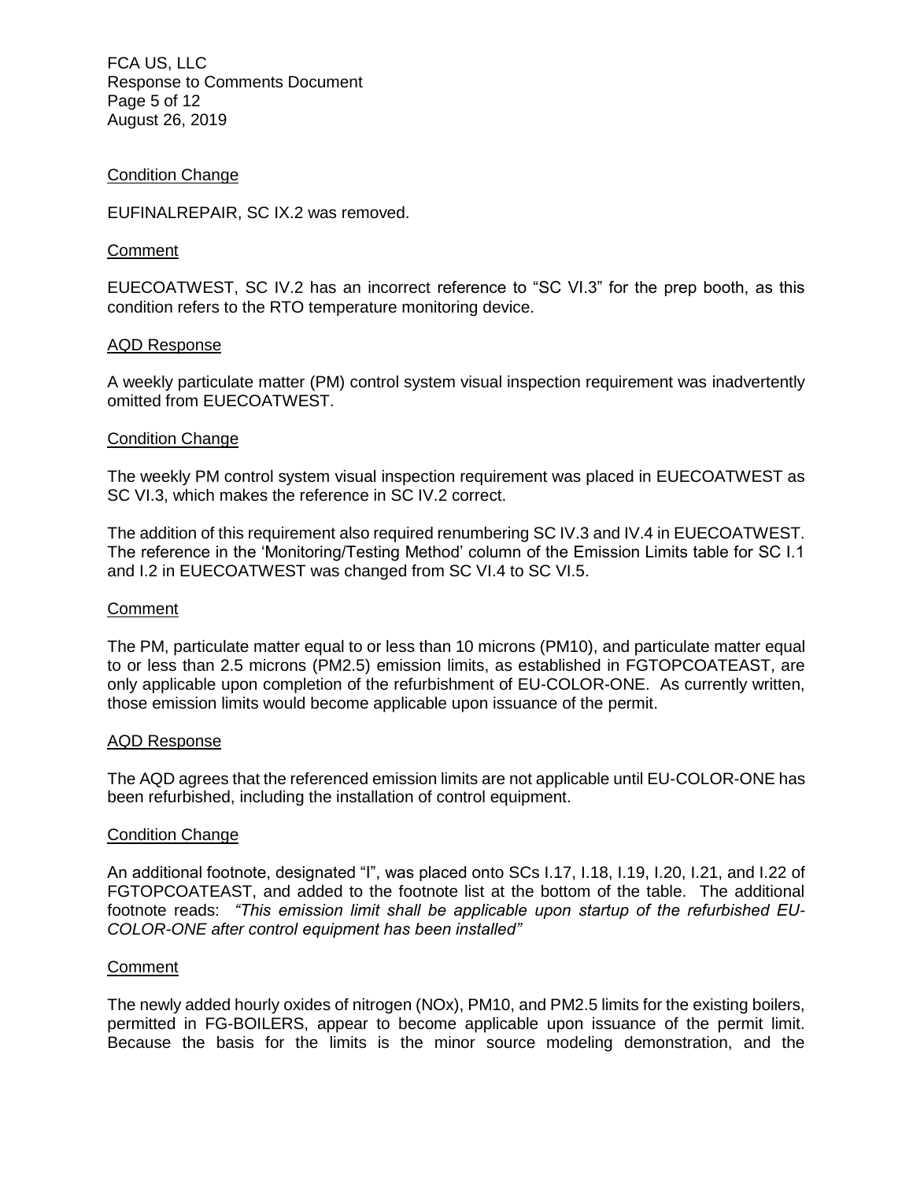Condition Change

EUFINALREPAIR, SC IX.2 was removed.

Comment

EUECOATWEST, SC IV.2 has an incorrect reference to "SC VI.3" for the prep booth, as this condition refers to the RTO temperature monitoring device.

AQD Response

A weekly particulate matter (PM) control system visual inspection requirement was inadvertently omitted from EUECOATWEST.

Condition Change

The weekly PM control system visual inspection requirement was placed in EUECOATWEST as SC VI.3, which makes the reference in SC IV.2 correct.

The addition of this requirement also required renumbering SC IV.3 and IV.4 in EUECOATWEST. The reference in the 'Monitoring/Testing Method' column of the Emission Limits table for SC I.1 and I.2 in EUECOATWEST was changed from SC VI.4 to SC VI.5.

Comment

The PM, particulate matter equal to or less than 10 microns (PM10), and particulate matter equal to or less than 2.5 microns (PM2.5) emission limits, as established in FGTOPCOATEAST, are only applicable upon completion of the refurbishment of EU-COLOR-ONE. As currently written, those emission limits would become applicable upon issuance of the permit.

AQD Response

The AQD agrees that the referenced emission limits are not applicable until EU-COLOR-ONE has been refurbished, including the installation of control equipment.

Condition Change

An additional footnote, designated "I", was placed onto SCs I.17, I.18, I.19, I.20, I.21, and I.22 of FGTOPCOATEAST, and added to the footnote list at the bottom of the table. The additional footnote reads: *"This emission limit shall be applicable upon startup of the refurbished EU-COLOR-ONE after control equipment has been installed"*

Comment

The newly added hourly oxides of nitrogen (NOx), PM10, and PM2.5 limits for the existing boilers, permitted in FG-BOILERS, appear to become applicable upon issuance of the permit limit. Because the basis for the limits is the minor source modeling demonstration, and the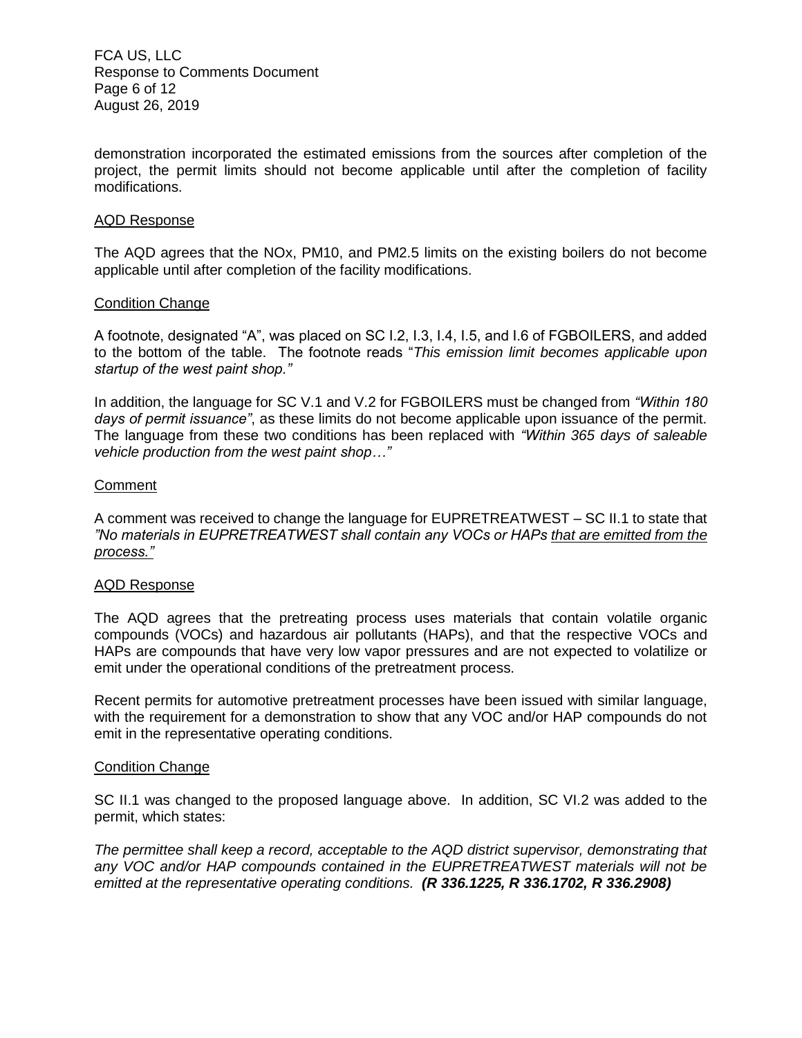demonstration incorporated the estimated emissions from the sources after completion of the project, the permit limits should not become applicable until after the completion of facility modifications.

<u>AQD Response</u>

The AQD agrees that the NOx, PM10, and PM2.5 limits on the existing boilers do not become applicable until after completion of the facility modifications.

<u>Condition Change</u>

A footnote, designated "A", was placed on SC I.2, I.3, I.4, I.5, and I.6 of FGBOILERS, and added to the bottom of the table. The footnote reads "*This emission limit becomes applicable upon startup of the west paint shop.*"

In addition, the language for SC V.1 and V.2 for FGBOILERS must be changed from *"Within 180 days of permit issuance"*, as these limits do not become applicable upon issuance of the permit. The language from these two conditions has been replaced with *"Within 365 days of saleable vehicle production from the west paint shop…"*

<u>Comment</u>

A comment was received to change the language for EUPRETREATWEST – SC II.1 to state that *"No materials in EUPRETREATWEST shall contain any VOCs or HAPs <u>that are emitted from the process.</u>"*

<u>AQD Response</u>

The AQD agrees that the pretreating process uses materials that contain volatile organic compounds (VOCs) and hazardous air pollutants (HAPs), and that the respective VOCs and HAPs are compounds that have very low vapor pressures and are not expected to volatilize or emit under the operational conditions of the pretreatment process.

Recent permits for automotive pretreatment processes have been issued with similar language, with the requirement for a demonstration to show that any VOC and/or HAP compounds do not emit in the representative operating conditions.

<u>Condition Change</u>

SC II.1 was changed to the proposed language above. In addition, SC VI.2 was added to the permit, which states:

*The permittee shall keep a record, acceptable to the AQD district supervisor, demonstrating that any VOC and/or HAP compounds contained in the EUPRETREATWEST materials will not be emitted at the representative operating conditions.* ***(R 336.1225, R 336.1702, R 336.2908)***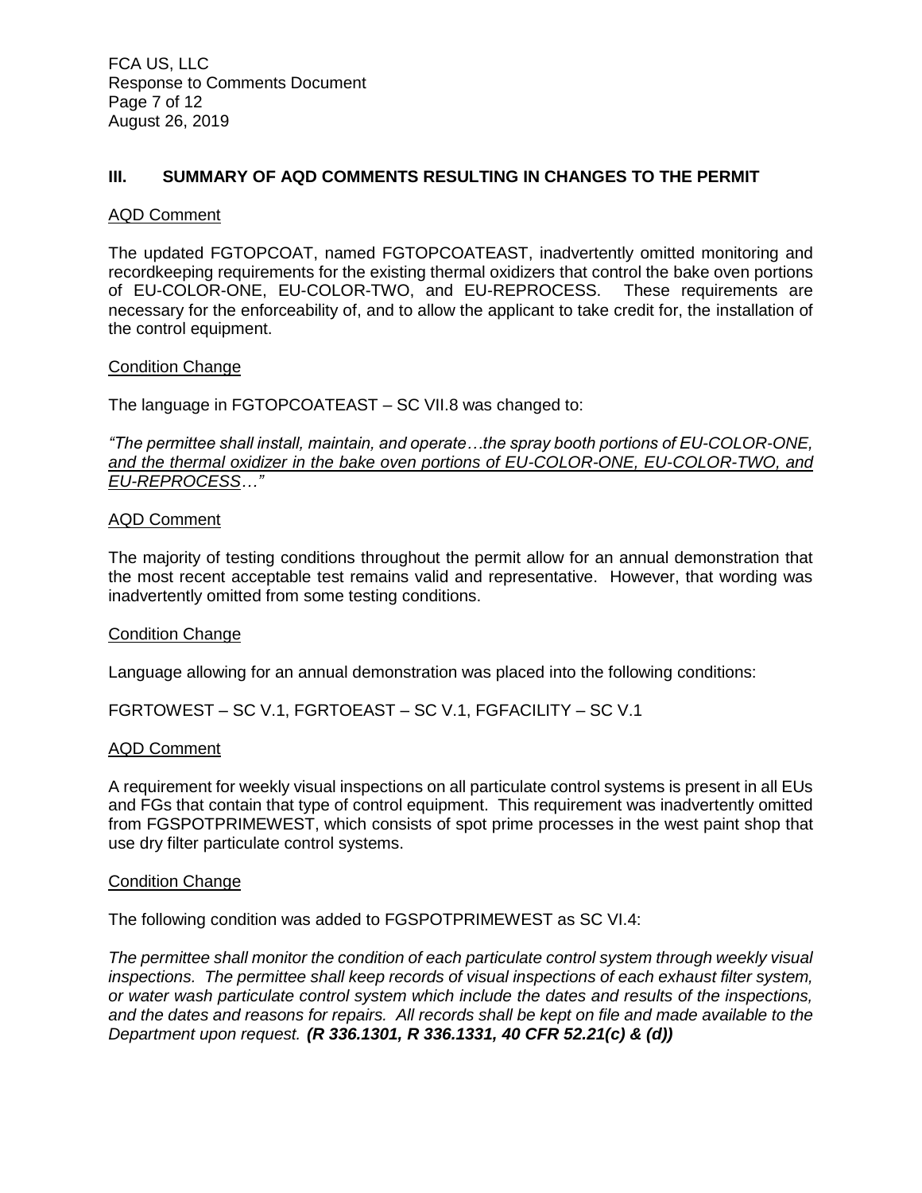## III. SUMMARY OF AQD COMMENTS RESULTING IN CHANGES TO THE PERMIT

AQD Comment

The updated FGTOPCOAT, named FGTOPCOATEAST, inadvertently omitted monitoring and recordkeeping requirements for the existing thermal oxidizers that control the bake oven portions of EU-COLOR-ONE, EU-COLOR-TWO, and EU-REPROCESS. These requirements are necessary for the enforceability of, and to allow the applicant to take credit for, the installation of the control equipment.

Condition Change

The language in FGTOPCOATEAST – SC VII.8 was changed to:

*"The permittee shall install, maintain, and operate…the spray booth portions of EU-COLOR-ONE, and the thermal oxidizer in the bake oven portions of EU-COLOR-ONE, EU-COLOR-TWO, and EU-REPROCESS…"*

AQD Comment

The majority of testing conditions throughout the permit allow for an annual demonstration that the most recent acceptable test remains valid and representative. However, that wording was inadvertently omitted from some testing conditions.

Condition Change

Language allowing for an annual demonstration was placed into the following conditions:

FGRTOWEST – SC V.1, FGRTOEAST – SC V.1, FGFACILITY – SC V.1

AQD Comment

A requirement for weekly visual inspections on all particulate control systems is present in all EUs and FGs that contain that type of control equipment. This requirement was inadvertently omitted from FGSPOTPRIMEWEST, which consists of spot prime processes in the west paint shop that use dry filter particulate control systems.

Condition Change

The following condition was added to FGSPOTPRIMEWEST as SC VI.4:

*The permittee shall monitor the condition of each particulate control system through weekly visual inspections. The permittee shall keep records of visual inspections of each exhaust filter system, or water wash particulate control system which include the dates and results of the inspections, and the dates and reasons for repairs. All records shall be kept on file and made available to the Department upon request.* ***(R 336.1301, R 336.1331, 40 CFR 52.21(c) & (d))***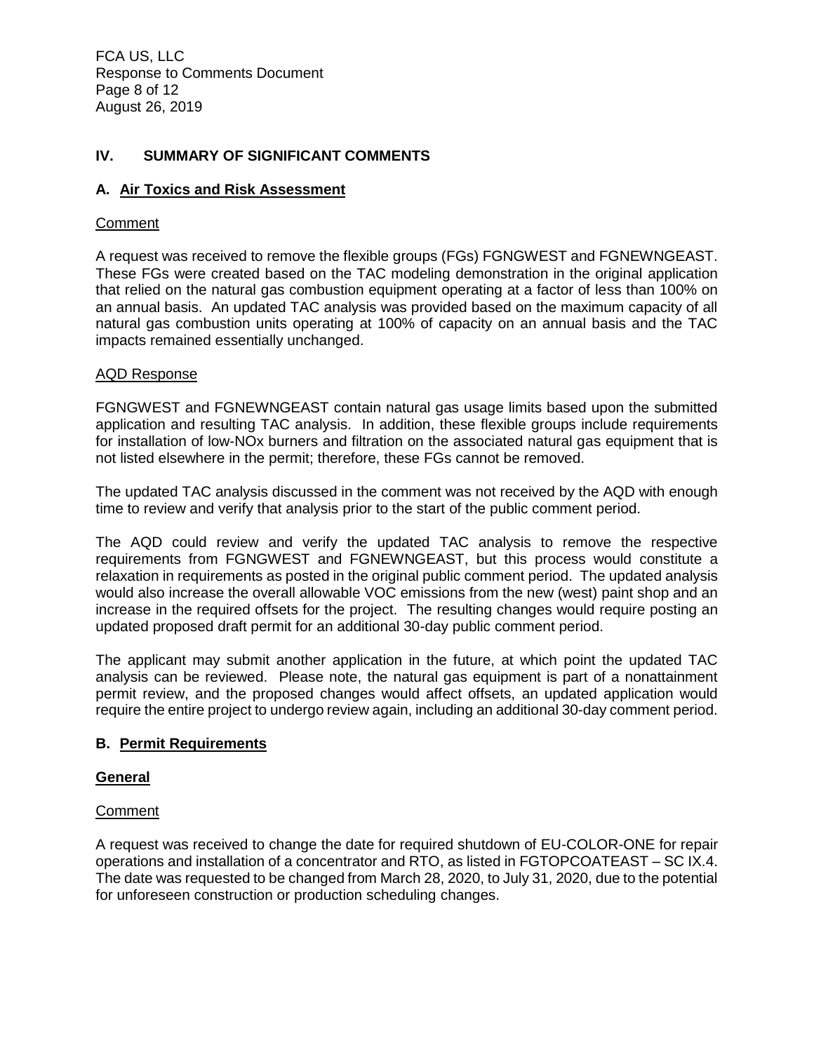## IV. SUMMARY OF SIGNIFICANT COMMENTS

### A. Air Toxics and Risk Assessment

Comment

A request was received to remove the flexible groups (FGs) FGNGWEST and FGNEWNGEAST. These FGs were created based on the TAC modeling demonstration in the original application that relied on the natural gas combustion equipment operating at a factor of less than 100% on an annual basis. An updated TAC analysis was provided based on the maximum capacity of all natural gas combustion units operating at 100% of capacity on an annual basis and the TAC impacts remained essentially unchanged.

AQD Response

FGNGWEST and FGNEWNGEAST contain natural gas usage limits based upon the submitted application and resulting TAC analysis. In addition, these flexible groups include requirements for installation of low-NOx burners and filtration on the associated natural gas equipment that is not listed elsewhere in the permit; therefore, these FGs cannot be removed.

The updated TAC analysis discussed in the comment was not received by the AQD with enough time to review and verify that analysis prior to the start of the public comment period.

The AQD could review and verify the updated TAC analysis to remove the respective requirements from FGNGWEST and FGNEWNGEAST, but this process would constitute a relaxation in requirements as posted in the original public comment period. The updated analysis would also increase the overall allowable VOC emissions from the new (west) paint shop and an increase in the required offsets for the project. The resulting changes would require posting an updated proposed draft permit for an additional 30-day public comment period.

The applicant may submit another application in the future, at which point the updated TAC analysis can be reviewed. Please note, the natural gas equipment is part of a nonattainment permit review, and the proposed changes would affect offsets, an updated application would require the entire project to undergo review again, including an additional 30-day comment period.

### B. Permit Requirements

**General**

Comment

A request was received to change the date for required shutdown of EU-COLOR-ONE for repair operations and installation of a concentrator and RTO, as listed in FGTOPCOATEAST – SC IX.4. The date was requested to be changed from March 28, 2020, to July 31, 2020, due to the potential for unforeseen construction or production scheduling changes.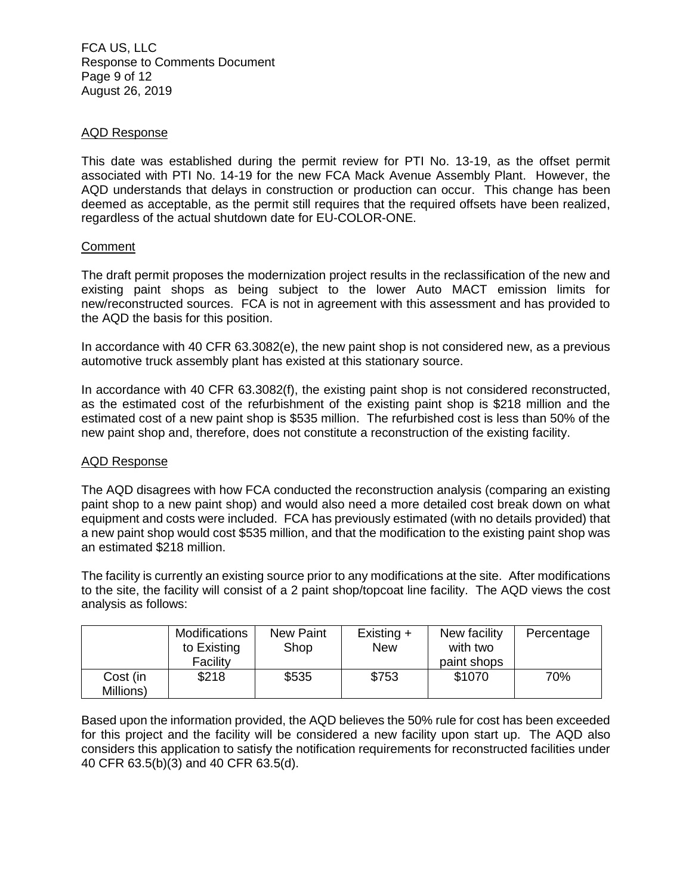AQD Response

This date was established during the permit review for PTI No. 13-19, as the offset permit associated with PTI No. 14-19 for the new FCA Mack Avenue Assembly Plant. However, the AQD understands that delays in construction or production can occur. This change has been deemed as acceptable, as the permit still requires that the required offsets have been realized, regardless of the actual shutdown date for EU-COLOR-ONE.

Comment

The draft permit proposes the modernization project results in the reclassification of the new and existing paint shops as being subject to the lower Auto MACT emission limits for new/reconstructed sources. FCA is not in agreement with this assessment and has provided to the AQD the basis for this position.

In accordance with 40 CFR 63.3082(e), the new paint shop is not considered new, as a previous automotive truck assembly plant has existed at this stationary source.

In accordance with 40 CFR 63.3082(f), the existing paint shop is not considered reconstructed, as the estimated cost of the refurbishment of the existing paint shop is $218 million and the estimated cost of a new paint shop is $535 million. The refurbished cost is less than 50% of the new paint shop and, therefore, does not constitute a reconstruction of the existing facility.

AQD Response

The AQD disagrees with how FCA conducted the reconstruction analysis (comparing an existing paint shop to a new paint shop) and would also need a more detailed cost break down on what equipment and costs were included. FCA has previously estimated (with no details provided) that a new paint shop would cost $535 million, and that the modification to the existing paint shop was an estimated $218 million.

The facility is currently an existing source prior to any modifications at the site. After modifications to the site, the facility will consist of a 2 paint shop/topcoat line facility. The AQD views the cost analysis as follows:

| | Modifications to Existing Facility | New Paint Shop | Existing + New | New facility with two paint shops | Percentage |
|---|---|---|---|---|---|
| Cost (in Millions) | $218 | $535 | $753 | $1070 | 70% |

Based upon the information provided, the AQD believes the 50% rule for cost has been exceeded for this project and the facility will be considered a new facility upon start up. The AQD also considers this application to satisfy the notification requirements for reconstructed facilities under 40 CFR 63.5(b)(3) and 40 CFR 63.5(d).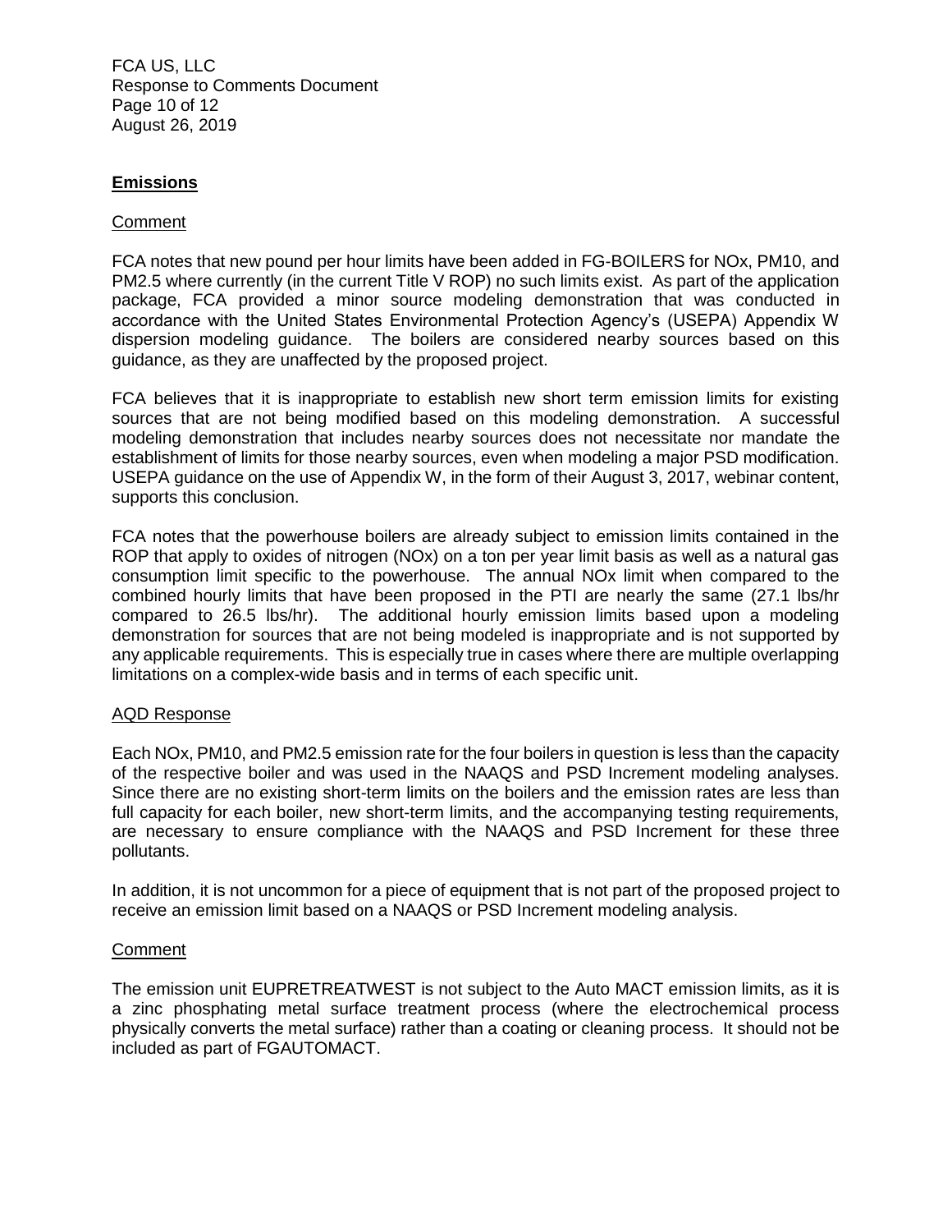## **Emissions**

Comment

FCA notes that new pound per hour limits have been added in FG-BOILERS for NOx, PM10, and PM2.5 where currently (in the current Title V ROP) no such limits exist. As part of the application package, FCA provided a minor source modeling demonstration that was conducted in accordance with the United States Environmental Protection Agency's (USEPA) Appendix W dispersion modeling guidance. The boilers are considered nearby sources based on this guidance, as they are unaffected by the proposed project.

FCA believes that it is inappropriate to establish new short term emission limits for existing sources that are not being modified based on this modeling demonstration. A successful modeling demonstration that includes nearby sources does not necessitate nor mandate the establishment of limits for those nearby sources, even when modeling a major PSD modification. USEPA guidance on the use of Appendix W, in the form of their August 3, 2017, webinar content, supports this conclusion.

FCA notes that the powerhouse boilers are already subject to emission limits contained in the ROP that apply to oxides of nitrogen (NOx) on a ton per year limit basis as well as a natural gas consumption limit specific to the powerhouse. The annual NOx limit when compared to the combined hourly limits that have been proposed in the PTI are nearly the same (27.1 lbs/hr compared to 26.5 lbs/hr). The additional hourly emission limits based upon a modeling demonstration for sources that are not being modeled is inappropriate and is not supported by any applicable requirements. This is especially true in cases where there are multiple overlapping limitations on a complex-wide basis and in terms of each specific unit.

AQD Response

Each NOx, PM10, and PM2.5 emission rate for the four boilers in question is less than the capacity of the respective boiler and was used in the NAAQS and PSD Increment modeling analyses. Since there are no existing short-term limits on the boilers and the emission rates are less than full capacity for each boiler, new short-term limits, and the accompanying testing requirements, are necessary to ensure compliance with the NAAQS and PSD Increment for these three pollutants.

In addition, it is not uncommon for a piece of equipment that is not part of the proposed project to receive an emission limit based on a NAAQS or PSD Increment modeling analysis.

Comment

The emission unit EUPRETREATWEST is not subject to the Auto MACT emission limits, as it is a zinc phosphating metal surface treatment process (where the electrochemical process physically converts the metal surface) rather than a coating or cleaning process. It should not be included as part of FGAUTOMACT.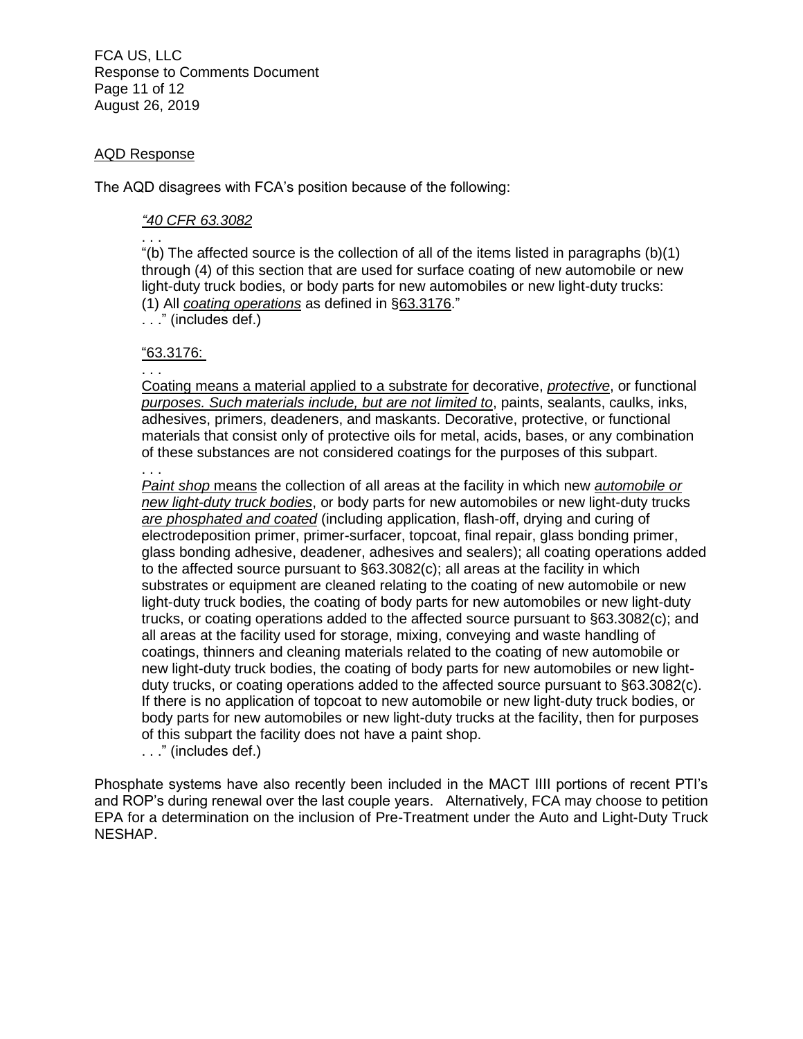AQD Response

The AQD disagrees with FCA's position because of the following:

> *"40 CFR 63.3082*
>
> . . .
>
> "(b) The affected source is the collection of all of the items listed in paragraphs (b)(1) through (4) of this section that are used for surface coating of new automobile or new light-duty truck bodies, or body parts for new automobiles or new light-duty trucks:
>
> (1) All *coating operations* as defined in §63.3176."
>
> . . ." (includes def.)
>
> "63.3176:
>
> . . .
>
> Coating means a material applied to a substrate for decorative, *protective*, or functional *purposes. Such materials include, but are not limited to*, paints, sealants, caulks, inks, adhesives, primers, deadeners, and maskants. Decorative, protective, or functional materials that consist only of protective oils for metal, acids, bases, or any combination of these substances are not considered coatings for the purposes of this subpart.
>
> . . .
>
> *Paint shop* means the collection of all areas at the facility in which new *automobile or new light-duty truck bodies*, or body parts for new automobiles or new light-duty trucks *are phosphated and coated* (including application, flash-off, drying and curing of electrodeposition primer, primer-surfacer, topcoat, final repair, glass bonding primer, glass bonding adhesive, deadener, adhesives and sealers); all coating operations added to the affected source pursuant to §63.3082(c); all areas at the facility in which substrates or equipment are cleaned relating to the coating of new automobile or new light-duty truck bodies, the coating of body parts for new automobiles or new light-duty trucks, or coating operations added to the affected source pursuant to §63.3082(c); and all areas at the facility used for storage, mixing, conveying and waste handling of coatings, thinners and cleaning materials related to the coating of new automobile or new light-duty truck bodies, the coating of body parts for new automobiles or new light-duty trucks, or coating operations added to the affected source pursuant to §63.3082(c). If there is no application of topcoat to new automobile or new light-duty truck bodies, or body parts for new automobiles or new light-duty trucks at the facility, then for purposes of this subpart the facility does not have a paint shop.
>
> . . ." (includes def.)

Phosphate systems have also recently been included in the MACT IIII portions of recent PTI's and ROP's during renewal over the last couple years. Alternatively, FCA may choose to petition EPA for a determination on the inclusion of Pre-Treatment under the Auto and Light-Duty Truck NESHAP.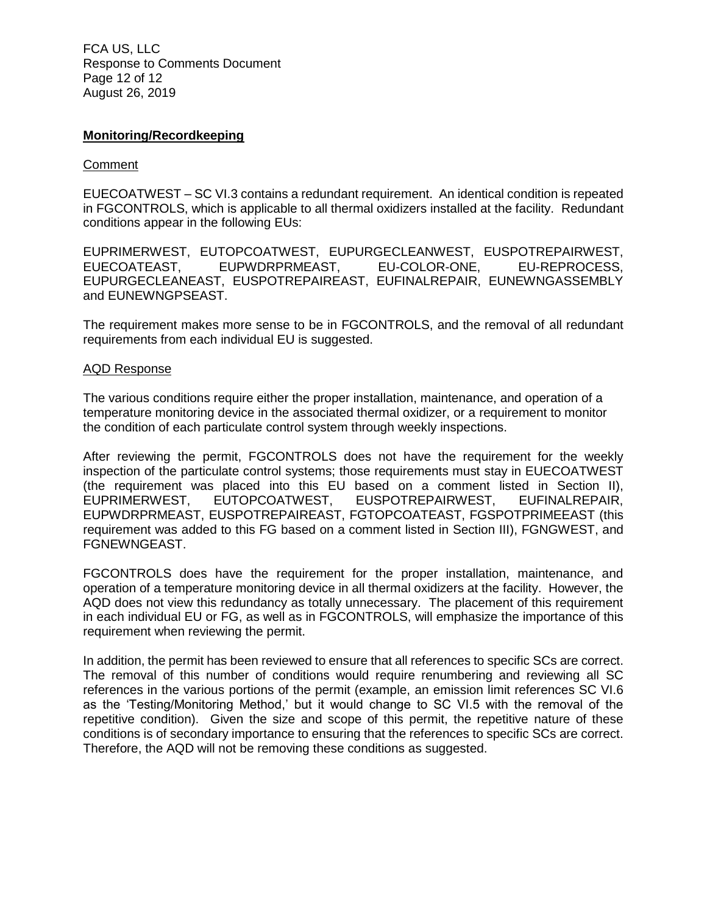**Monitoring/Recordkeeping**

Comment

EUECOATWEST – SC VI.3 contains a redundant requirement. An identical condition is repeated in FGCONTROLS, which is applicable to all thermal oxidizers installed at the facility. Redundant conditions appear in the following EUs:

EUPRIMERWEST, EUTOPCOATWEST, EUPURGECLEANWEST, EUSPOTREPAIRWEST, EUECOATEAST, EUPWDRPRMEAST, EU-COLOR-ONE, EU-REPROCESS, EUPURGECLEANEAST, EUSPOTREPAIREAST, EUFINALREPAIR, EUNEWNGASSEMBLY and EUNEWNGPSEAST.

The requirement makes more sense to be in FGCONTROLS, and the removal of all redundant requirements from each individual EU is suggested.

AQD Response

The various conditions require either the proper installation, maintenance, and operation of a temperature monitoring device in the associated thermal oxidizer, or a requirement to monitor the condition of each particulate control system through weekly inspections.

After reviewing the permit, FGCONTROLS does not have the requirement for the weekly inspection of the particulate control systems; those requirements must stay in EUECOATWEST (the requirement was placed into this EU based on a comment listed in Section II), EUPRIMERWEST, EUTOPCOATWEST, EUSPOTREPAIRWEST, EUFINALREPAIR, EUPWDRPRMEAST, EUSPOTREPAIREAST, FGTOPCOATEAST, FGSPOTPRIMEEAST (this requirement was added to this FG based on a comment listed in Section III), FGNGWEST, and FGNEWNGEAST.

FGCONTROLS does have the requirement for the proper installation, maintenance, and operation of a temperature monitoring device in all thermal oxidizers at the facility. However, the AQD does not view this redundancy as totally unnecessary. The placement of this requirement in each individual EU or FG, as well as in FGCONTROLS, will emphasize the importance of this requirement when reviewing the permit.

In addition, the permit has been reviewed to ensure that all references to specific SCs are correct. The removal of this number of conditions would require renumbering and reviewing all SC references in the various portions of the permit (example, an emission limit references SC VI.6 as the 'Testing/Monitoring Method,' but it would change to SC VI.5 with the removal of the repetitive condition). Given the size and scope of this permit, the repetitive nature of these conditions is of secondary importance to ensuring that the references to specific SCs are correct. Therefore, the AQD will not be removing these conditions as suggested.